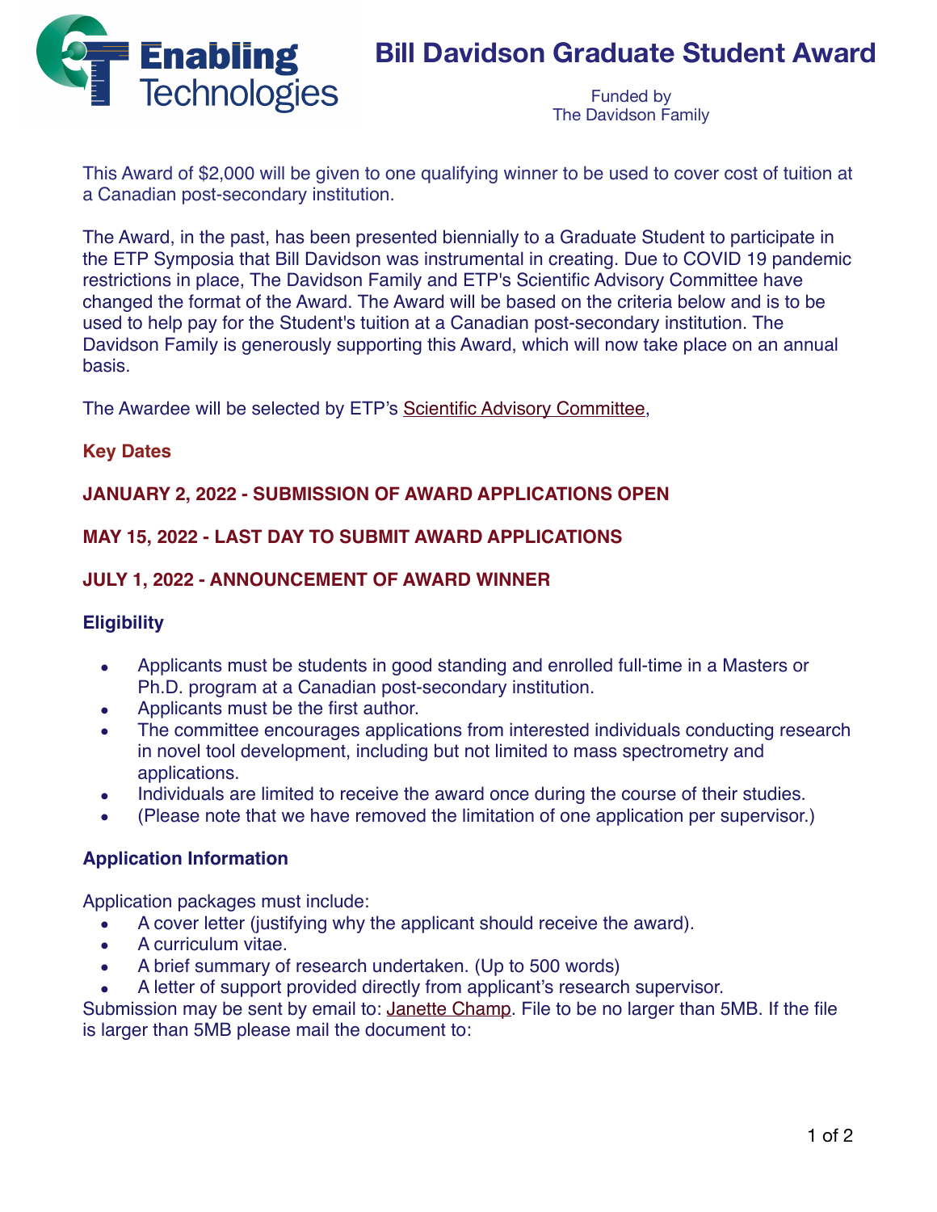Enabling Technologies

# Bill Davidson Graduate Student Award

Funded by
The Davidson Family

This Award of $2,000 will be given to one qualifying winner to be used to cover cost of tuition at a Canadian post-secondary institution.

The Award, in the past, has been presented biennially to a Graduate Student to participate in the ETP Symposia that Bill Davidson was instrumental in creating. Due to COVID 19 pandemic restrictions in place, The Davidson Family and ETP's Scientific Advisory Committee have changed the format of the Award. The Award will be based on the criteria below and is to be used to help pay for the Student's tuition at a Canadian post-secondary institution. The Davidson Family is generously supporting this Award, which will now take place on an annual basis.

The Awardee will be selected by ETP's Scientific Advisory Committee,

## Key Dates

**JANUARY 2, 2022 - SUBMISSION OF AWARD APPLICATIONS OPEN**

**MAY 15, 2022 - LAST DAY TO SUBMIT AWARD APPLICATIONS**

**JULY 1, 2022 - ANNOUNCEMENT OF AWARD WINNER**

## Eligibility

- Applicants must be students in good standing and enrolled full-time in a Masters or Ph.D. program at a Canadian post-secondary institution.
- Applicants must be the first author.
- The committee encourages applications from interested individuals conducting research in novel tool development, including but not limited to mass spectrometry and applications.
- Individuals are limited to receive the award once during the course of their studies.
- (Please note that we have removed the limitation of one application per supervisor.)

## Application Information

Application packages must include:

- A cover letter (justifying why the applicant should receive the award).
- A curriculum vitae.
- A brief summary of research undertaken. (Up to 500 words)
- A letter of support provided directly from applicant's research supervisor.

Submission may be sent by email to: Janette Champ. File to be no larger than 5MB. If the file is larger than 5MB please mail the document to: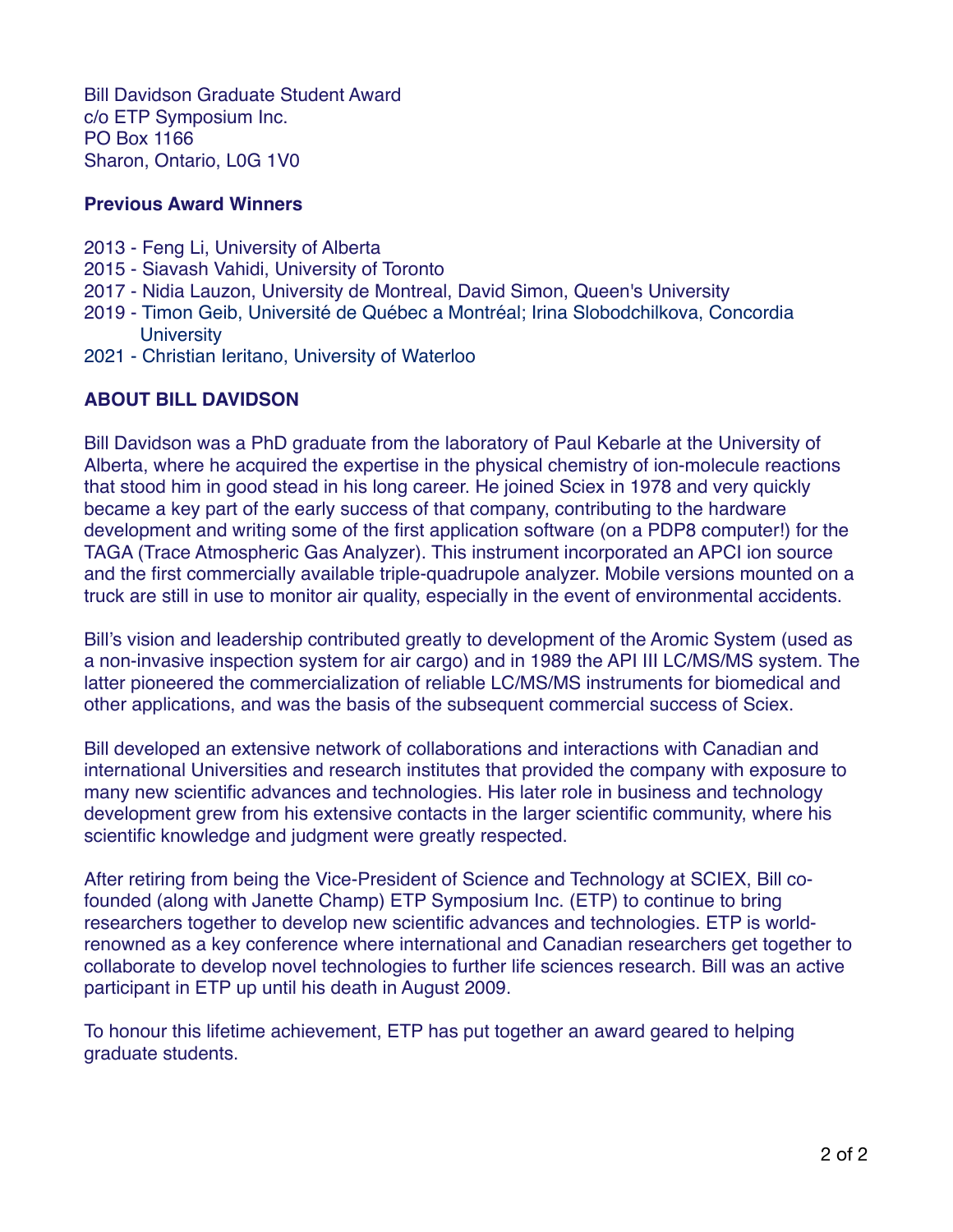Bill Davidson Graduate Student Award
c/o ETP Symposium Inc.
PO Box 1166
Sharon, Ontario, L0G 1V0

**Previous Award Winners**

2013 - Feng Li, University of Alberta
2015 - Siavash Vahidi, University of Toronto
2017 - Nidia Lauzon, University de Montreal, David Simon, Queen's University
2019 - Timon Geib, Université de Québec a Montréal; Irina Slobodchilkova, Concordia University
2021 - Christian Ieritano, University of Waterloo

## ABOUT BILL DAVIDSON

Bill Davidson was a PhD graduate from the laboratory of Paul Kebarle at the University of Alberta, where he acquired the expertise in the physical chemistry of ion-molecule reactions that stood him in good stead in his long career. He joined Sciex in 1978 and very quickly became a key part of the early success of that company, contributing to the hardware development and writing some of the first application software (on a PDP8 computer!) for the TAGA (Trace Atmospheric Gas Analyzer). This instrument incorporated an APCI ion source and the first commercially available triple-quadrupole analyzer. Mobile versions mounted on a truck are still in use to monitor air quality, especially in the event of environmental accidents.

Bill's vision and leadership contributed greatly to development of the Aromic System (used as a non-invasive inspection system for air cargo) and in 1989 the API III LC/MS/MS system. The latter pioneered the commercialization of reliable LC/MS/MS instruments for biomedical and other applications, and was the basis of the subsequent commercial success of Sciex.

Bill developed an extensive network of collaborations and interactions with Canadian and international Universities and research institutes that provided the company with exposure to many new scientific advances and technologies. His later role in business and technology development grew from his extensive contacts in the larger scientific community, where his scientific knowledge and judgment were greatly respected.

After retiring from being the Vice-President of Science and Technology at SCIEX, Bill co-founded (along with Janette Champ) ETP Symposium Inc. (ETP) to continue to bring researchers together to develop new scientific advances and technologies. ETP is world-renowned as a key conference where international and Canadian researchers get together to collaborate to develop novel technologies to further life sciences research. Bill was an active participant in ETP up until his death in August 2009.

To honour this lifetime achievement, ETP has put together an award geared to helping graduate students.